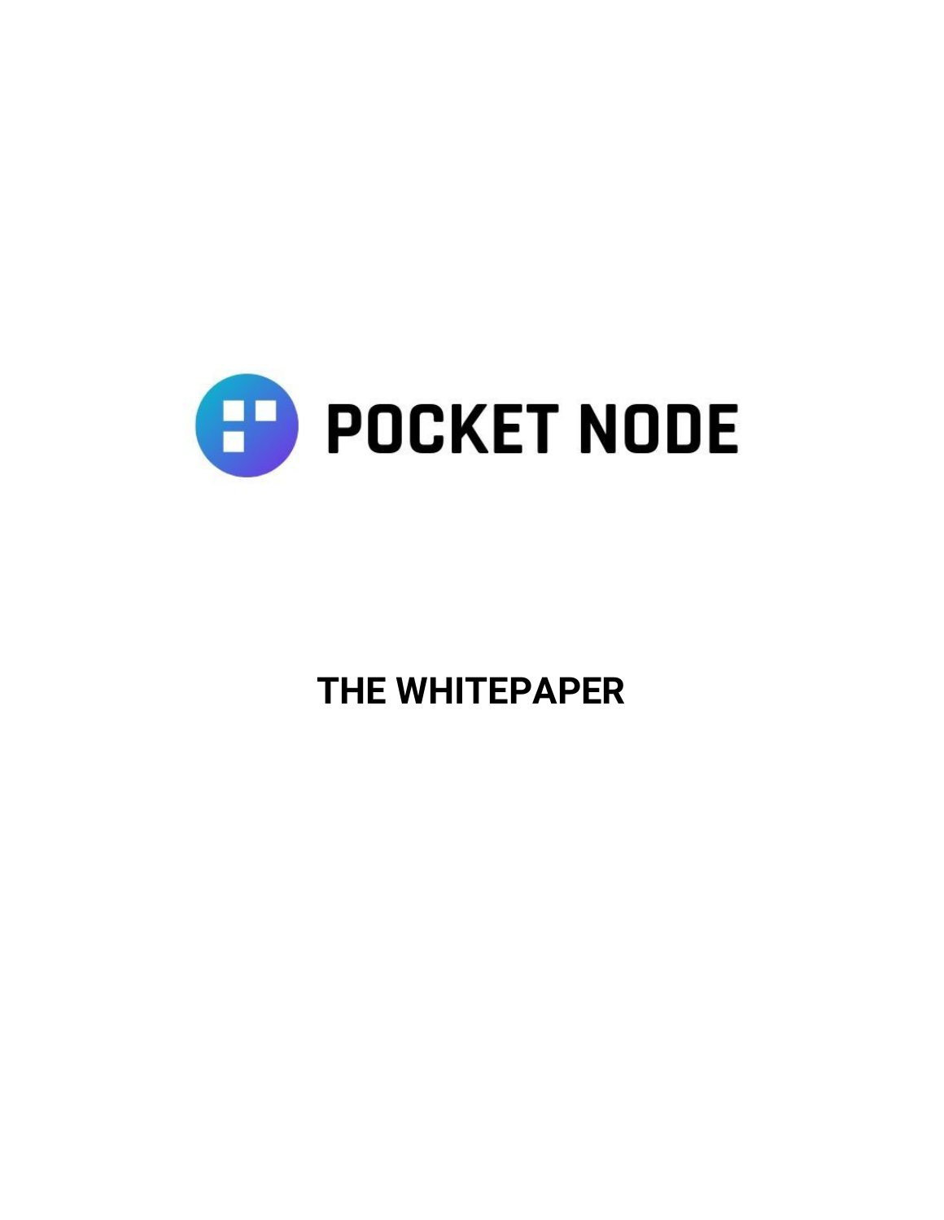# POCKET NODE

## THE WHITEPAPER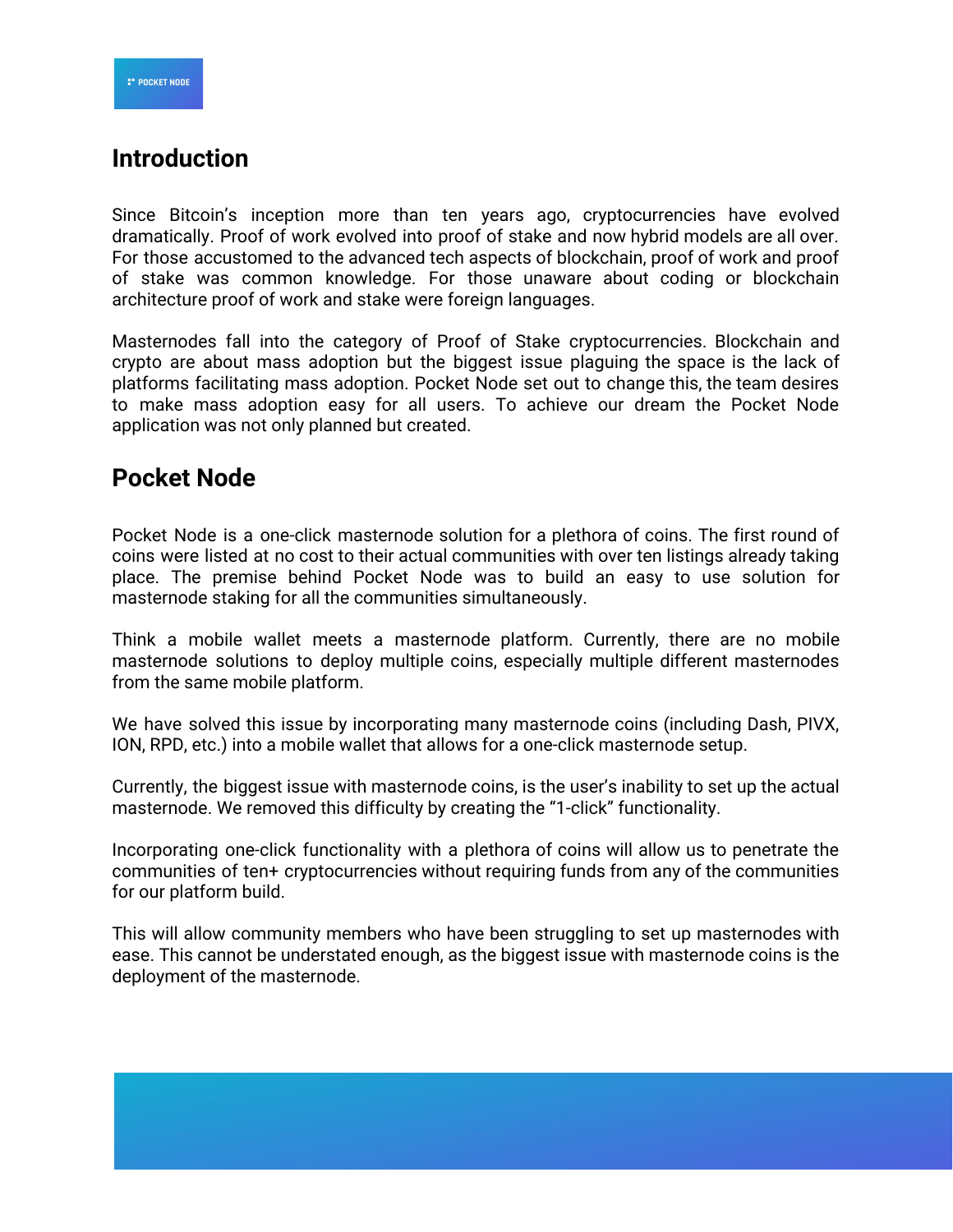## Introduction

Since Bitcoin's inception more than ten years ago, cryptocurrencies have evolved dramatically. Proof of work evolved into proof of stake and now hybrid models are all over. For those accustomed to the advanced tech aspects of blockchain, proof of work and proof of stake was common knowledge. For those unaware about coding or blockchain architecture proof of work and stake were foreign languages.

Masternodes fall into the category of Proof of Stake cryptocurrencies. Blockchain and crypto are about mass adoption but the biggest issue plaguing the space is the lack of platforms facilitating mass adoption. Pocket Node set out to change this, the team desires to make mass adoption easy for all users. To achieve our dream the Pocket Node application was not only planned but created.

## Pocket Node

Pocket Node is a one-click masternode solution for a plethora of coins. The first round of coins were listed at no cost to their actual communities with over ten listings already taking place. The premise behind Pocket Node was to build an easy to use solution for masternode staking for all the communities simultaneously.

Think a mobile wallet meets a masternode platform. Currently, there are no mobile masternode solutions to deploy multiple coins, especially multiple different masternodes from the same mobile platform.

We have solved this issue by incorporating many masternode coins (including Dash, PIVX, ION, RPD, etc.) into a mobile wallet that allows for a one-click masternode setup.

Currently, the biggest issue with masternode coins, is the user's inability to set up the actual masternode. We removed this difficulty by creating the "1-click" functionality.

Incorporating one-click functionality with a plethora of coins will allow us to penetrate the communities of ten+ cryptocurrencies without requiring funds from any of the communities for our platform build.

This will allow community members who have been struggling to set up masternodes with ease. This cannot be understated enough, as the biggest issue with masternode coins is the deployment of the masternode.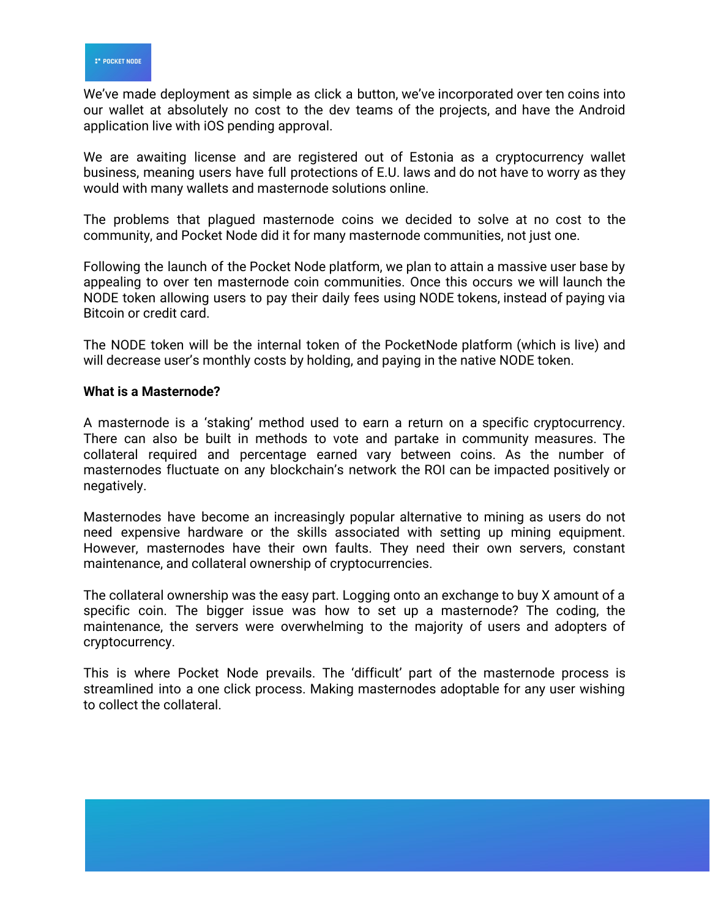We've made deployment as simple as click a button, we've incorporated over ten coins into our wallet at absolutely no cost to the dev teams of the projects, and have the Android application live with iOS pending approval.

We are awaiting license and are registered out of Estonia as a cryptocurrency wallet business, meaning users have full protections of E.U. laws and do not have to worry as they would with many wallets and masternode solutions online.

The problems that plagued masternode coins we decided to solve at no cost to the community, and Pocket Node did it for many masternode communities, not just one.

Following the launch of the Pocket Node platform, we plan to attain a massive user base by appealing to over ten masternode coin communities. Once this occurs we will launch the NODE token allowing users to pay their daily fees using NODE tokens, instead of paying via Bitcoin or credit card.

The NODE token will be the internal token of the PocketNode platform (which is live) and will decrease user's monthly costs by holding, and paying in the native NODE token.

**What is a Masternode?**

A masternode is a 'staking' method used to earn a return on a specific cryptocurrency. There can also be built in methods to vote and partake in community measures. The collateral required and percentage earned vary between coins. As the number of masternodes fluctuate on any blockchain's network the ROI can be impacted positively or negatively.

Masternodes have become an increasingly popular alternative to mining as users do not need expensive hardware or the skills associated with setting up mining equipment. However, masternodes have their own faults. They need their own servers, constant maintenance, and collateral ownership of cryptocurrencies.

The collateral ownership was the easy part. Logging onto an exchange to buy X amount of a specific coin. The bigger issue was how to set up a masternode? The coding, the maintenance, the servers were overwhelming to the majority of users and adopters of cryptocurrency.

This is where Pocket Node prevails. The 'difficult' part of the masternode process is streamlined into a one click process. Making masternodes adoptable for any user wishing to collect the collateral.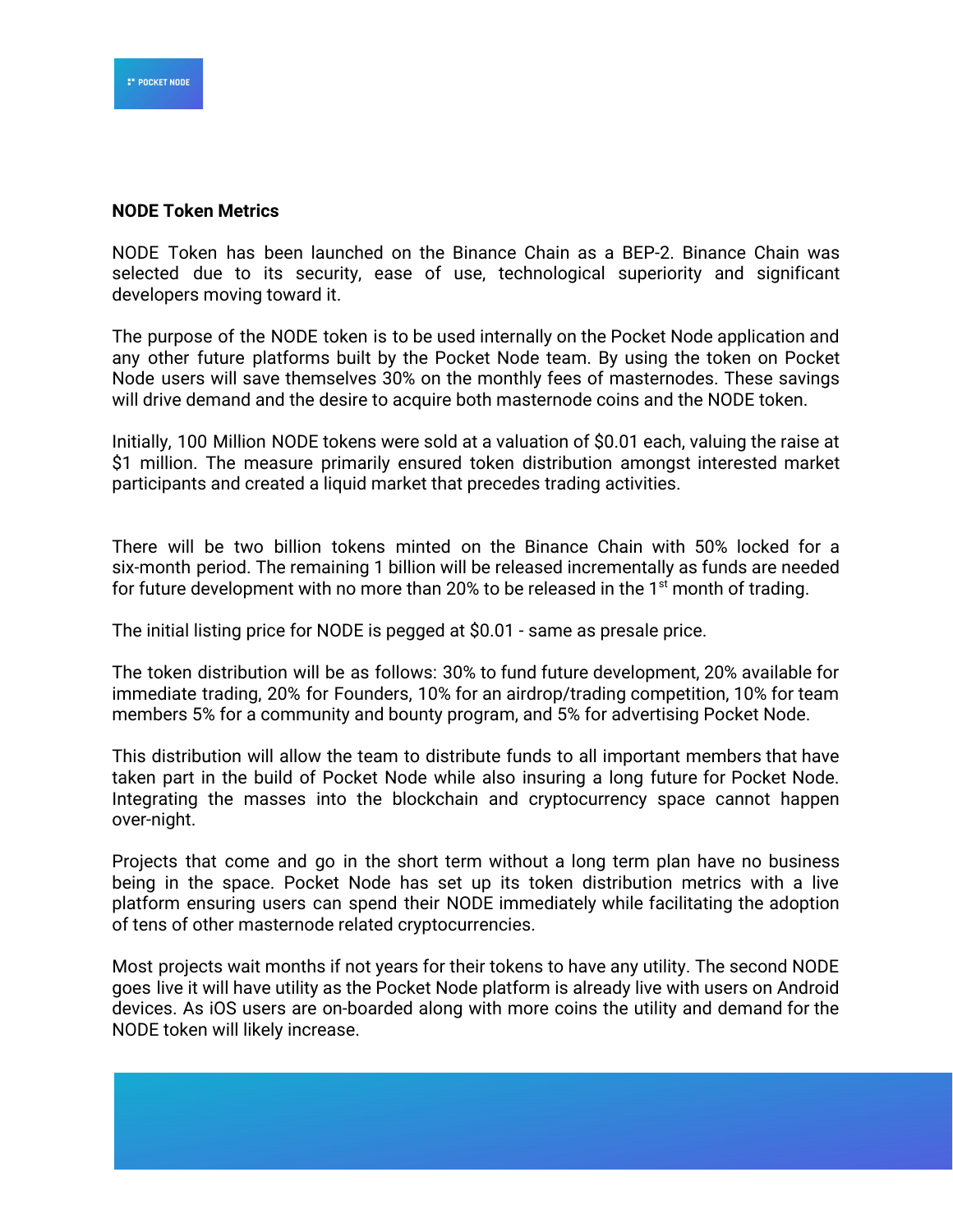**NODE Token Metrics**

NODE Token has been launched on the Binance Chain as a BEP-2. Binance Chain was selected due to its security, ease of use, technological superiority and significant developers moving toward it.

The purpose of the NODE token is to be used internally on the Pocket Node application and any other future platforms built by the Pocket Node team. By using the token on Pocket Node users will save themselves 30% on the monthly fees of masternodes. These savings will drive demand and the desire to acquire both masternode coins and the NODE token.

Initially, 100 Million NODE tokens were sold at a valuation of $0.01 each, valuing the raise at $1 million. The measure primarily ensured token distribution amongst interested market participants and created a liquid market that precedes trading activities.

There will be two billion tokens minted on the Binance Chain with 50% locked for a six-month period. The remaining 1 billion will be released incrementally as funds are needed for future development with no more than 20% to be released in the 1st month of trading.

The initial listing price for NODE is pegged at $0.01 - same as presale price.

The token distribution will be as follows: 30% to fund future development, 20% available for immediate trading, 20% for Founders, 10% for an airdrop/trading competition, 10% for team members 5% for a community and bounty program, and 5% for advertising Pocket Node.

This distribution will allow the team to distribute funds to all important members that have taken part in the build of Pocket Node while also insuring a long future for Pocket Node. Integrating the masses into the blockchain and cryptocurrency space cannot happen over-night.

Projects that come and go in the short term without a long term plan have no business being in the space. Pocket Node has set up its token distribution metrics with a live platform ensuring users can spend their NODE immediately while facilitating the adoption of tens of other masternode related cryptocurrencies.

Most projects wait months if not years for their tokens to have any utility. The second NODE goes live it will have utility as the Pocket Node platform is already live with users on Android devices. As iOS users are on-boarded along with more coins the utility and demand for the NODE token will likely increase.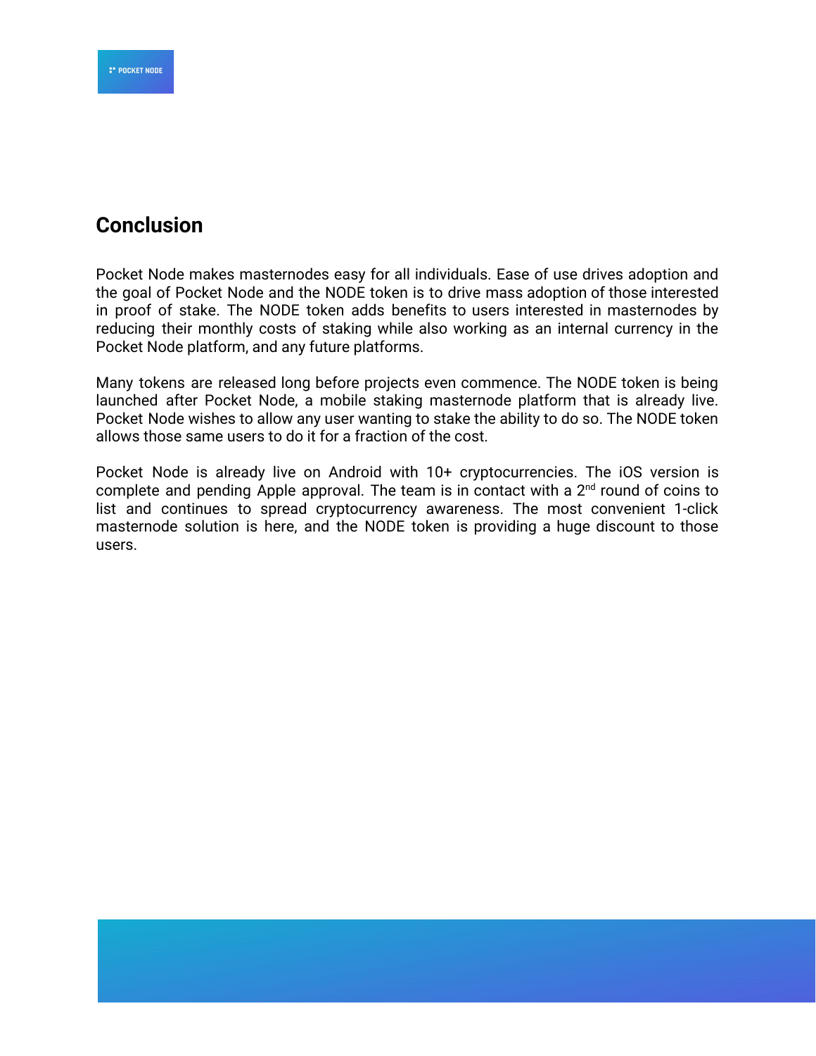## Conclusion

Pocket Node makes masternodes easy for all individuals. Ease of use drives adoption and the goal of Pocket Node and the NODE token is to drive mass adoption of those interested in proof of stake. The NODE token adds benefits to users interested in masternodes by reducing their monthly costs of staking while also working as an internal currency in the Pocket Node platform, and any future platforms.

Many tokens are released long before projects even commence. The NODE token is being launched after Pocket Node, a mobile staking masternode platform that is already live. Pocket Node wishes to allow any user wanting to stake the ability to do so. The NODE token allows those same users to do it for a fraction of the cost.

Pocket Node is already live on Android with 10+ cryptocurrencies. The iOS version is complete and pending Apple approval. The team is in contact with a 2nd round of coins to list and continues to spread cryptocurrency awareness. The most convenient 1-click masternode solution is here, and the NODE token is providing a huge discount to those users.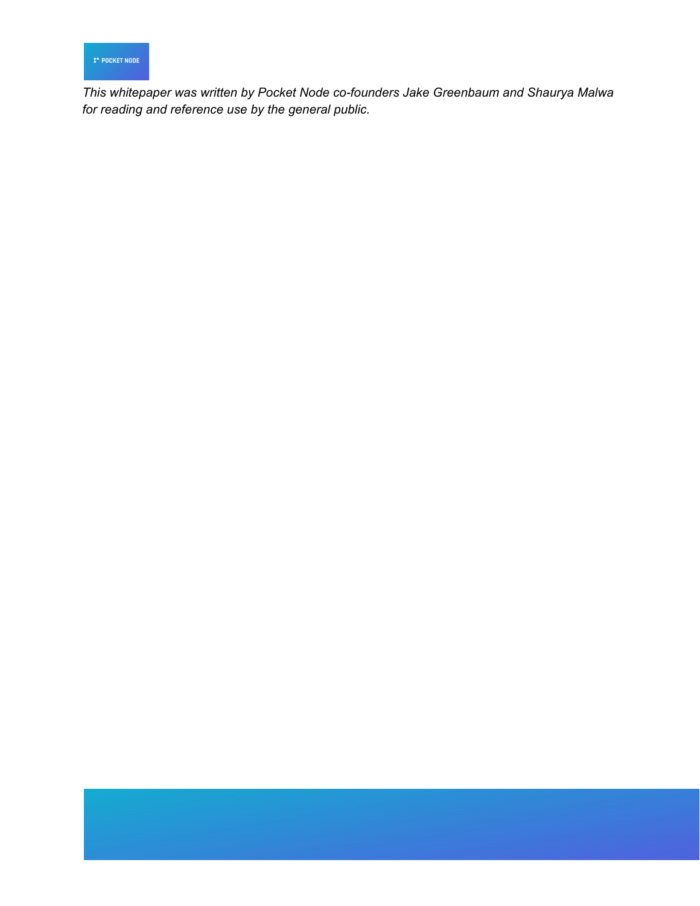*This whitepaper was written by Pocket Node co-founders Jake Greenbaum and Shaurya Malwa for reading and reference use by the general public.*